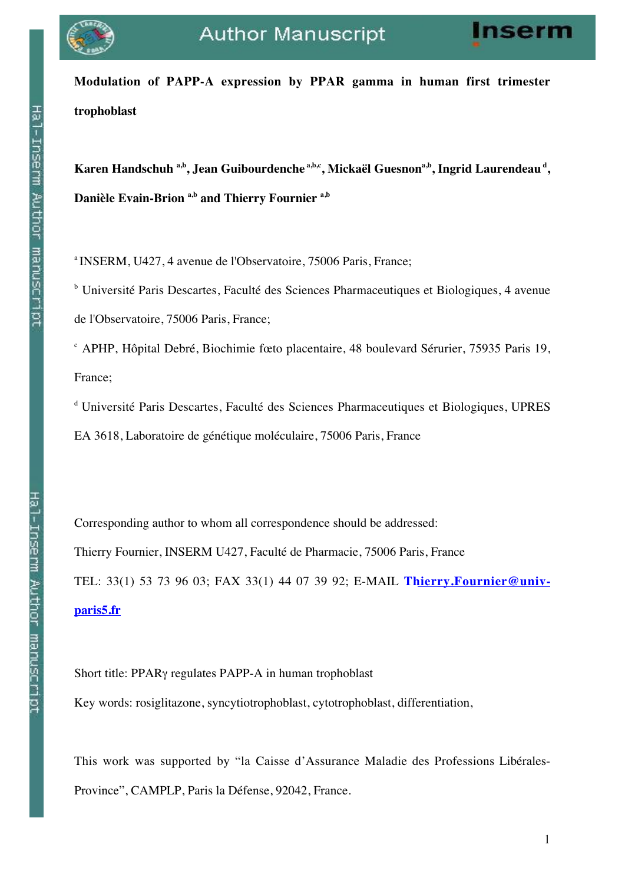# Modulation of PAPP-A expression by PPAR gamma in human first trimester trophoblast

**Karen Handschuh [a,b], Jean Guibourdenche [a,b,c], Mickaël Guesnon[a,b], Ingrid Laurendeau [d], Danièle Evain-Brion [a,b] and Thierry Fournier [a,b]**

[a] INSERM, U427, 4 avenue de l'Observatoire, 75006 Paris, France;

[b] Université Paris Descartes, Faculté des Sciences Pharmaceutiques et Biologiques, 4 avenue de l'Observatoire, 75006 Paris, France;

[c] APHP, Hôpital Debré, Biochimie fœto placentaire, 48 boulevard Sérurier, 75935 Paris 19, France;

[d] Université Paris Descartes, Faculté des Sciences Pharmaceutiques et Biologiques, UPRES EA 3618, Laboratoire de génétique moléculaire, 75006 Paris, France

Corresponding author to whom all correspondence should be addressed:

Thierry Fournier, INSERM U427, Faculté de Pharmacie, 75006 Paris, France

TEL: 33(1) 53 73 96 03; FAX 33(1) 44 07 39 92; E-MAIL **Thierry.Fournier@univ-paris5.fr**

Short title: PPARγ regulates PAPP-A in human trophoblast

Key words: rosiglitazone, syncytiotrophoblast, cytotrophoblast, differentiation,

This work was supported by "la Caisse d'Assurance Maladie des Professions Libérales-Province", CAMPLP, Paris la Défense, 92042, France.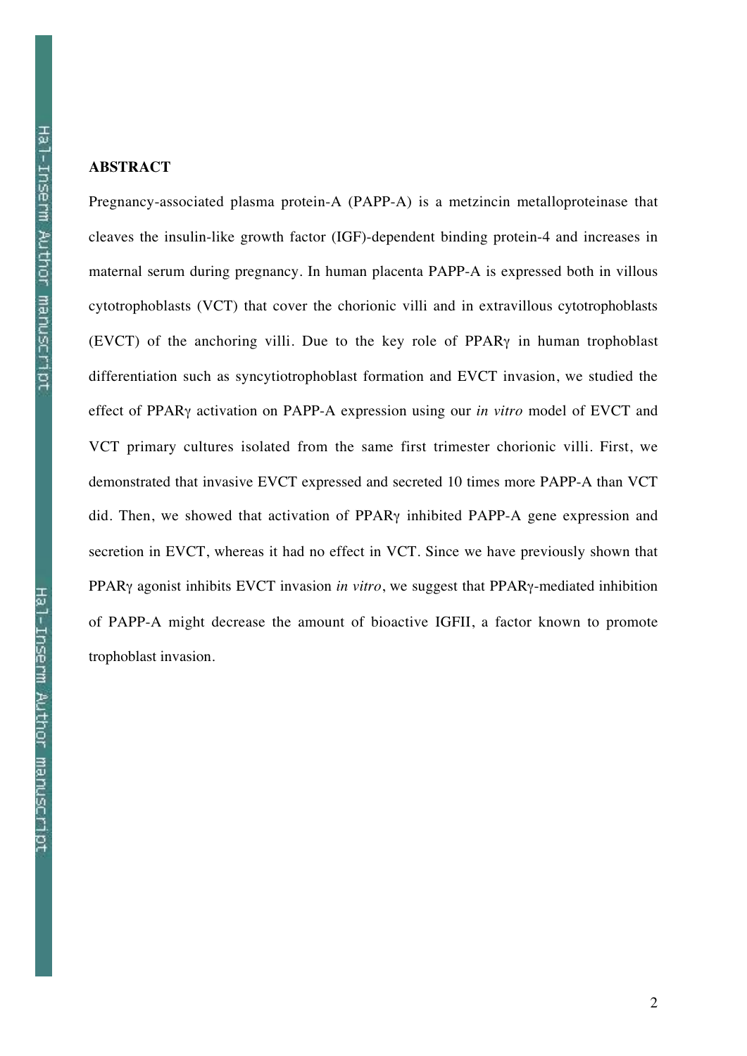## ABSTRACT

Pregnancy-associated plasma protein-A (PAPP-A) is a metzincin metalloproteinase that cleaves the insulin-like growth factor (IGF)-dependent binding protein-4 and increases in maternal serum during pregnancy. In human placenta PAPP-A is expressed both in villous cytotrophoblasts (VCT) that cover the chorionic villi and in extravillous cytotrophoblasts (EVCT) of the anchoring villi. Due to the key role of PPARγ in human trophoblast differentiation such as syncytiotrophoblast formation and EVCT invasion, we studied the effect of PPARγ activation on PAPP-A expression using our *in vitro* model of EVCT and VCT primary cultures isolated from the same first trimester chorionic villi. First, we demonstrated that invasive EVCT expressed and secreted 10 times more PAPP-A than VCT did. Then, we showed that activation of PPARγ inhibited PAPP-A gene expression and secretion in EVCT, whereas it had no effect in VCT. Since we have previously shown that PPARγ agonist inhibits EVCT invasion *in vitro*, we suggest that PPARγ-mediated inhibition of PAPP-A might decrease the amount of bioactive IGFII, a factor known to promote trophoblast invasion.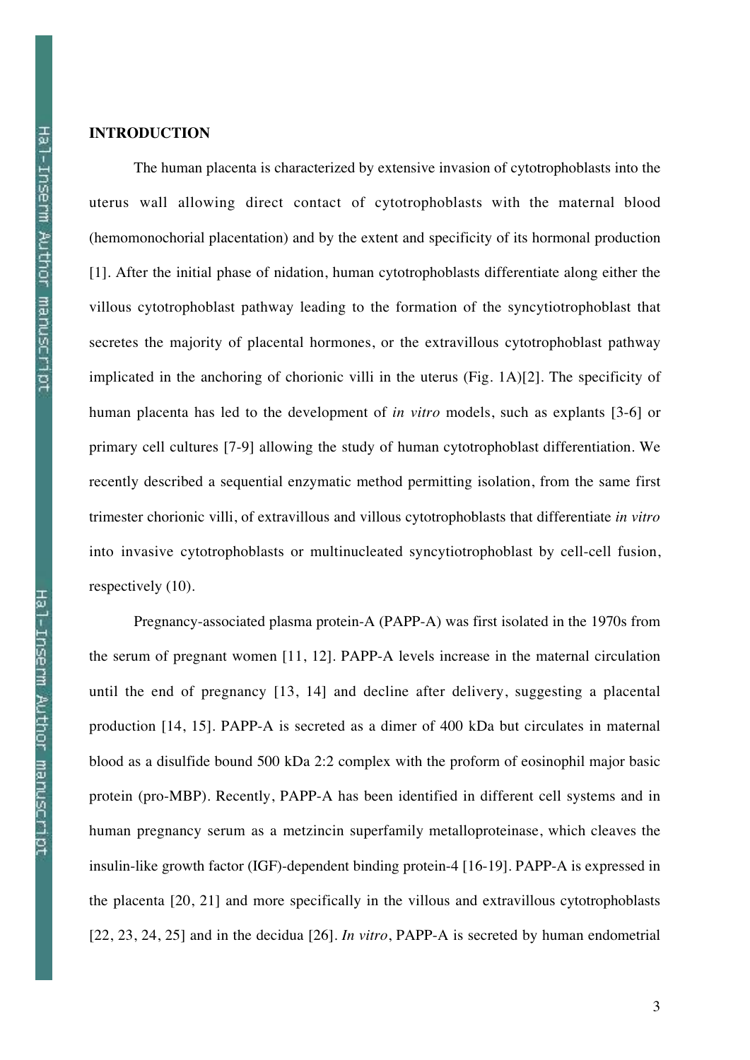## INTRODUCTION

The human placenta is characterized by extensive invasion of cytotrophoblasts into the uterus wall allowing direct contact of cytotrophoblasts with the maternal blood (hemomonochorial placentation) and by the extent and specificity of its hormonal production [1]. After the initial phase of nidation, human cytotrophoblasts differentiate along either the villous cytotrophoblast pathway leading to the formation of the syncytiotrophoblast that secretes the majority of placental hormones, or the extravillous cytotrophoblast pathway implicated in the anchoring of chorionic villi in the uterus (Fig. 1A)[2]. The specificity of human placenta has led to the development of *in vitro* models, such as explants [3-6] or primary cell cultures [7-9] allowing the study of human cytotrophoblast differentiation. We recently described a sequential enzymatic method permitting isolation, from the same first trimester chorionic villi, of extravillous and villous cytotrophoblasts that differentiate *in vitro* into invasive cytotrophoblasts or multinucleated syncytiotrophoblast by cell-cell fusion, respectively (10).

Pregnancy-associated plasma protein-A (PAPP-A) was first isolated in the 1970s from the serum of pregnant women [11, 12]. PAPP-A levels increase in the maternal circulation until the end of pregnancy [13, 14] and decline after delivery, suggesting a placental production [14, 15]. PAPP-A is secreted as a dimer of 400 kDa but circulates in maternal blood as a disulfide bound 500 kDa 2:2 complex with the proform of eosinophil major basic protein (pro-MBP). Recently, PAPP-A has been identified in different cell systems and in human pregnancy serum as a metzincin superfamily metalloproteinase, which cleaves the insulin-like growth factor (IGF)-dependent binding protein-4 [16-19]. PAPP-A is expressed in the placenta [20, 21] and more specifically in the villous and extravillous cytotrophoblasts [22, 23, 24, 25] and in the decidua [26]. *In vitro*, PAPP-A is secreted by human endometrial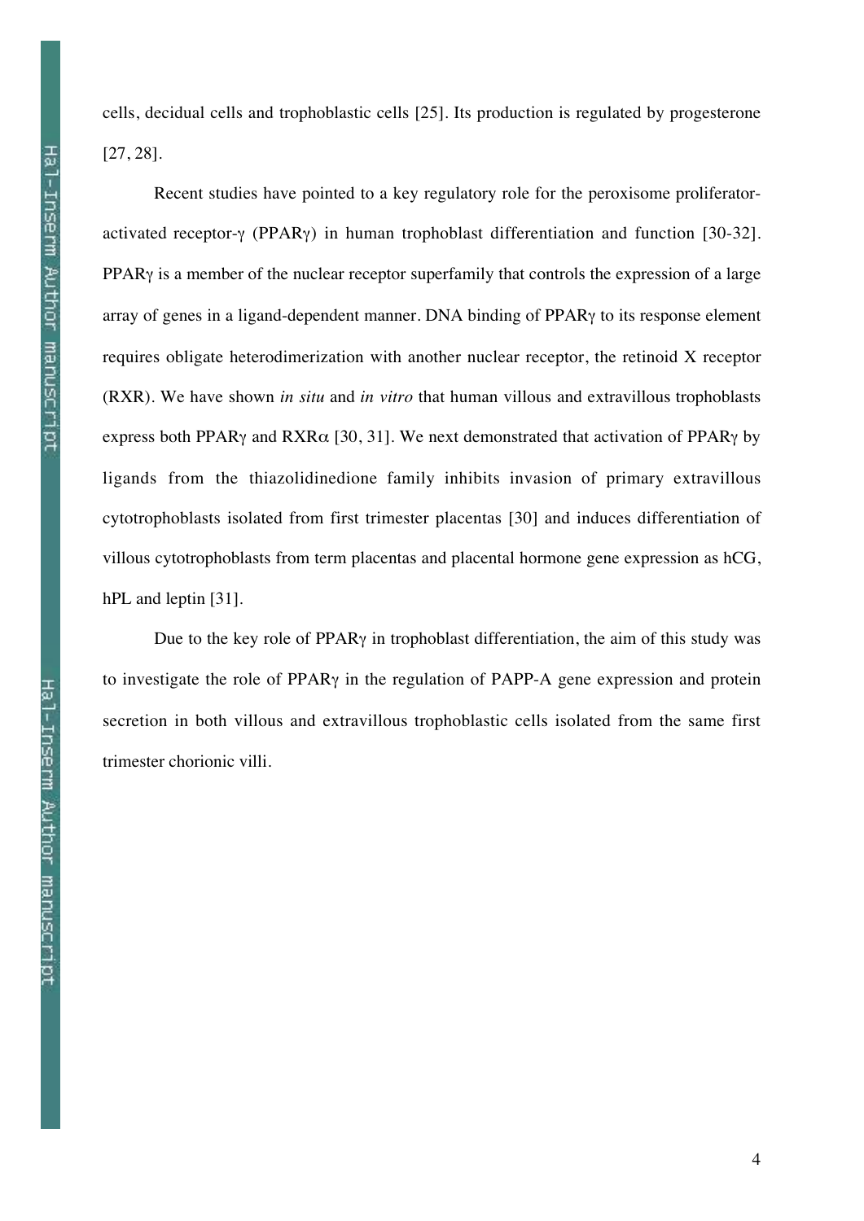cells, decidual cells and trophoblastic cells [25]. Its production is regulated by progesterone [27, 28].

Recent studies have pointed to a key regulatory role for the peroxisome proliferator-activated receptor-γ (PPARγ) in human trophoblast differentiation and function [30-32]. PPARγ is a member of the nuclear receptor superfamily that controls the expression of a large array of genes in a ligand-dependent manner. DNA binding of PPARγ to its response element requires obligate heterodimerization with another nuclear receptor, the retinoid X receptor (RXR). We have shown *in situ* and *in vitro* that human villous and extravillous trophoblasts express both PPARγ and RXRα [30, 31]. We next demonstrated that activation of PPARγ by ligands from the thiazolidinedione family inhibits invasion of primary extravillous cytotrophoblasts isolated from first trimester placentas [30] and induces differentiation of villous cytotrophoblasts from term placentas and placental hormone gene expression as hCG, hPL and leptin [31].

Due to the key role of PPARγ in trophoblast differentiation, the aim of this study was to investigate the role of PPARγ in the regulation of PAPP-A gene expression and protein secretion in both villous and extravillous trophoblastic cells isolated from the same first trimester chorionic villi.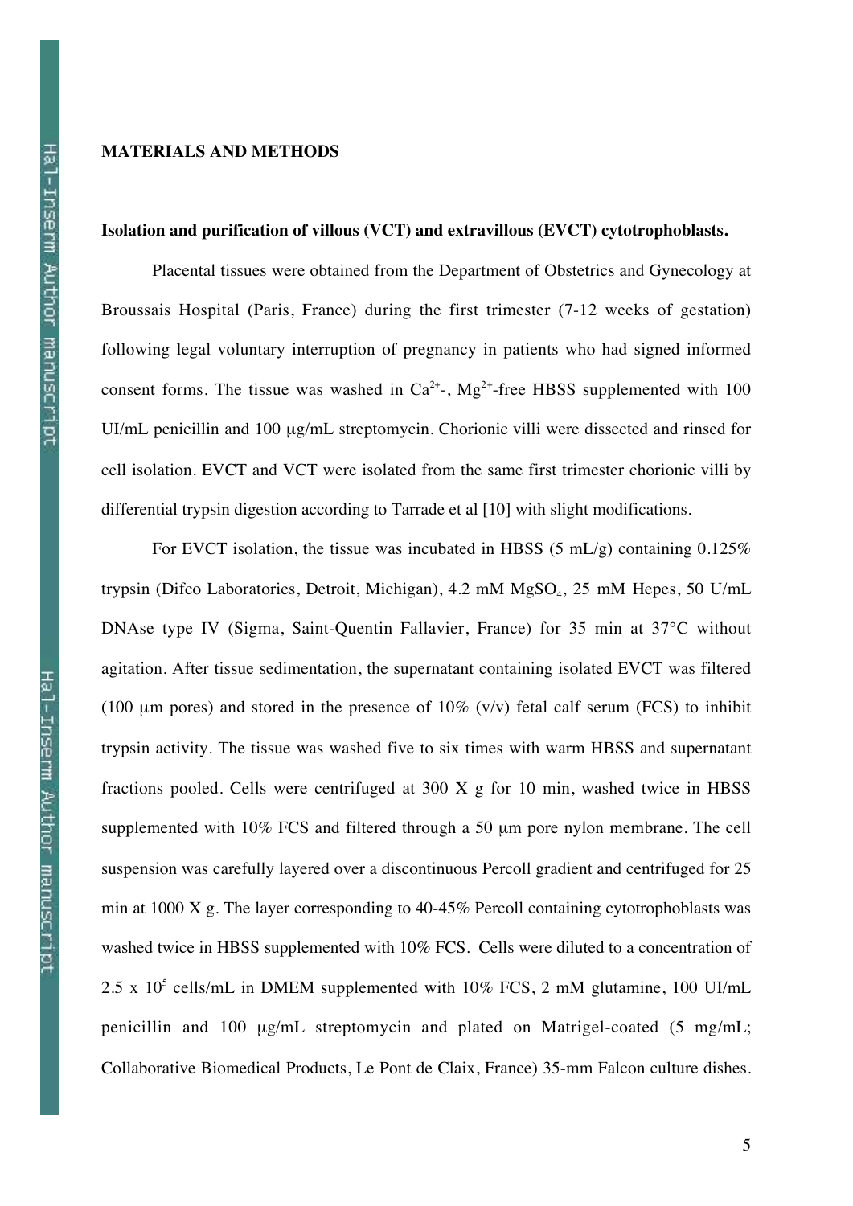## MATERIALS AND METHODS

### Isolation and purification of villous (VCT) and extravillous (EVCT) cytotrophoblasts.

Placental tissues were obtained from the Department of Obstetrics and Gynecology at Broussais Hospital (Paris, France) during the first trimester (7-12 weeks of gestation) following legal voluntary interruption of pregnancy in patients who had signed informed consent forms. The tissue was washed in $Ca^{2+}$-, $Mg^{2+}$-free HBSS supplemented with 100 UI/mL penicillin and 100 µg/mL streptomycin. Chorionic villi were dissected and rinsed for cell isolation. EVCT and VCT were isolated from the same first trimester chorionic villi by differential trypsin digestion according to Tarrade et al [10] with slight modifications.

For EVCT isolation, the tissue was incubated in HBSS (5 mL/g) containing 0.125% trypsin (Difco Laboratories, Detroit, Michigan), 4.2 mM $MgSO_4$, 25 mM Hepes, 50 U/mL DNAse type IV (Sigma, Saint-Quentin Fallavier, France) for 35 min at 37°C without agitation. After tissue sedimentation, the supernatant containing isolated EVCT was filtered (100 µm pores) and stored in the presence of 10% (v/v) fetal calf serum (FCS) to inhibit trypsin activity. The tissue was washed five to six times with warm HBSS and supernatant fractions pooled. Cells were centrifuged at 300 X g for 10 min, washed twice in HBSS supplemented with 10% FCS and filtered through a 50 µm pore nylon membrane. The cell suspension was carefully layered over a discontinuous Percoll gradient and centrifuged for 25 min at 1000 X g. The layer corresponding to 40-45% Percoll containing cytotrophoblasts was washed twice in HBSS supplemented with 10% FCS. Cells were diluted to a concentration of $2.5 \times 10^5$ cells/mL in DMEM supplemented with 10% FCS, 2 mM glutamine, 100 UI/mL penicillin and 100 µg/mL streptomycin and plated on Matrigel-coated (5 mg/mL; Collaborative Biomedical Products, Le Pont de Claix, France) 35-mm Falcon culture dishes.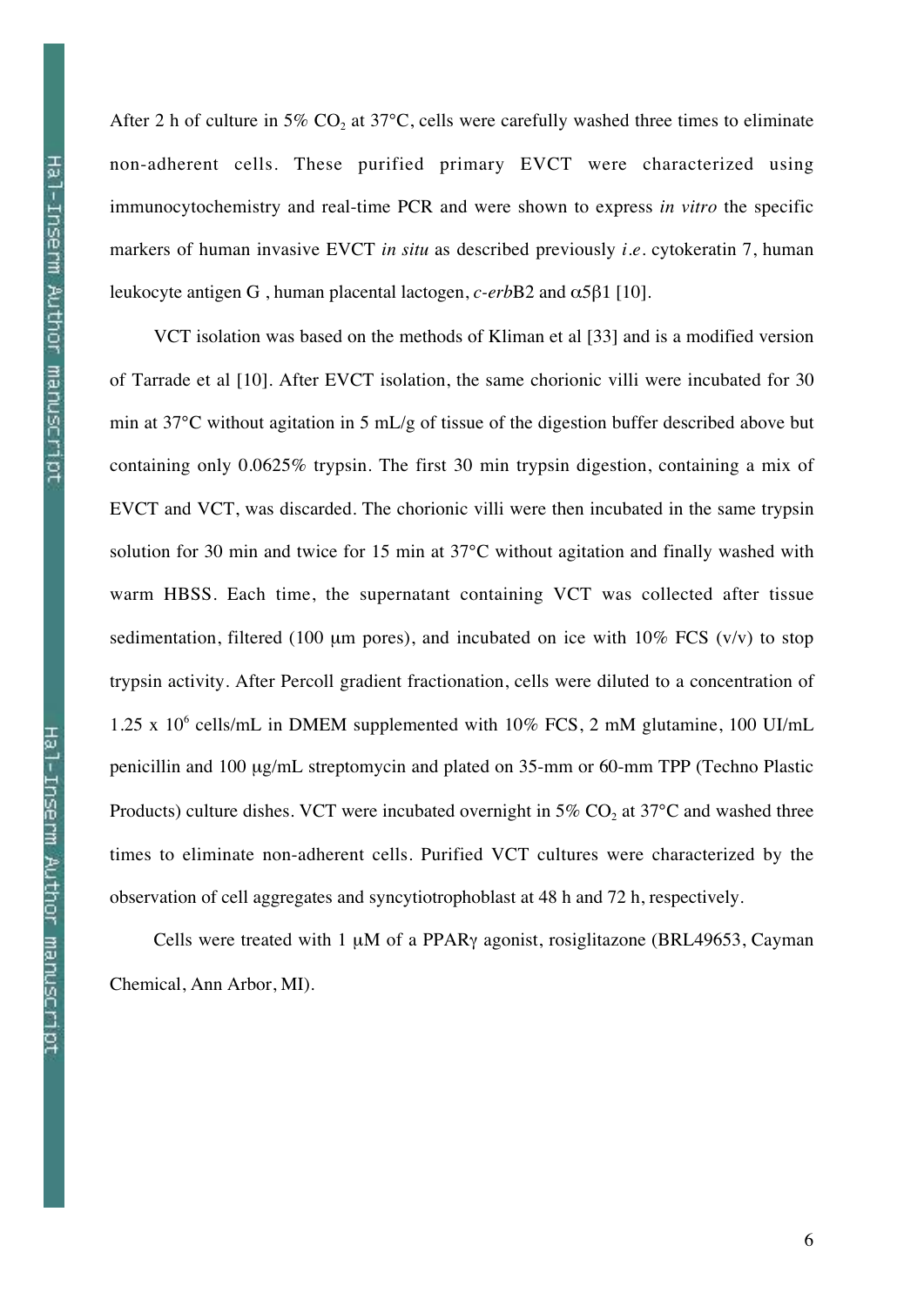After 2 h of culture in 5% $CO_2$ at 37°C, cells were carefully washed three times to eliminate non-adherent cells. These purified primary EVCT were characterized using immunocytochemistry and real-time PCR and were shown to express *in vitro* the specific markers of human invasive EVCT *in situ* as described previously *i.e.* cytokeratin 7, human leukocyte antigen G , human placental lactogen, *c-erb*B2 and $\alpha5\beta1$ [10].

VCT isolation was based on the methods of Kliman et al [33] and is a modified version of Tarrade et al [10]. After EVCT isolation, the same chorionic villi were incubated for 30 min at 37°C without agitation in 5 mL/g of tissue of the digestion buffer described above but containing only 0.0625% trypsin. The first 30 min trypsin digestion, containing a mix of EVCT and VCT, was discarded. The chorionic villi were then incubated in the same trypsin solution for 30 min and twice for 15 min at 37°C without agitation and finally washed with warm HBSS. Each time, the supernatant containing VCT was collected after tissue sedimentation, filtered (100 μm pores), and incubated on ice with 10% FCS (v/v) to stop trypsin activity. After Percoll gradient fractionation, cells were diluted to a concentration of $1.25 \times 10^6$ cells/mL in DMEM supplemented with 10% FCS, 2 mM glutamine, 100 UI/mL penicillin and 100 μg/mL streptomycin and plated on 35-mm or 60-mm TPP (Techno Plastic Products) culture dishes. VCT were incubated overnight in 5% $CO_2$ at 37°C and washed three times to eliminate non-adherent cells. Purified VCT cultures were characterized by the observation of cell aggregates and syncytiotrophoblast at 48 h and 72 h, respectively.

Cells were treated with 1 μM of a PPARγ agonist, rosiglitazone (BRL49653, Cayman Chemical, Ann Arbor, MI).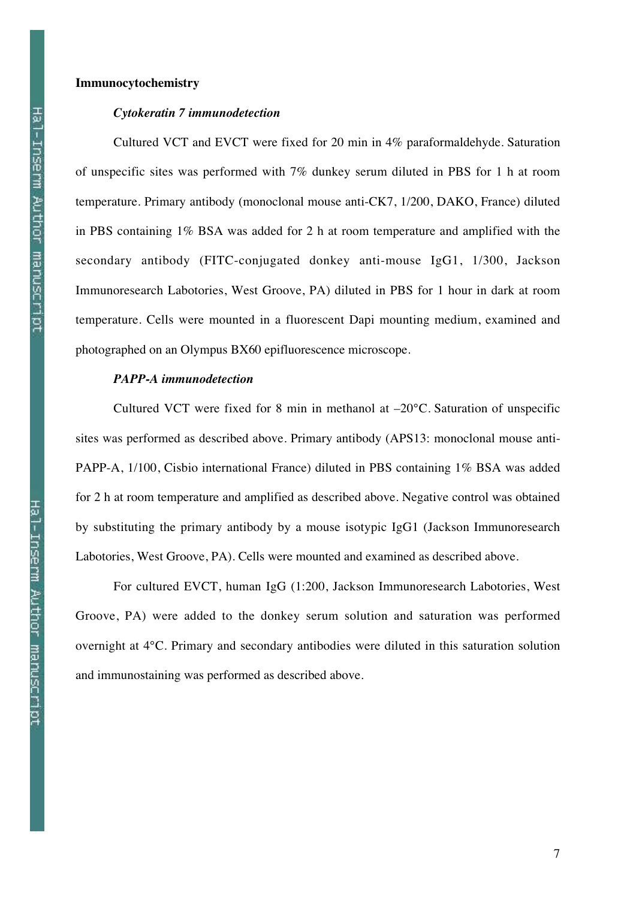**Immunocytochemistry**

***Cytokeratin 7 immunodetection***

Cultured VCT and EVCT were fixed for 20 min in 4% paraformaldehyde. Saturation of unspecific sites was performed with 7% dunkey serum diluted in PBS for 1 h at room temperature. Primary antibody (monoclonal mouse anti-CK7, 1/200, DAKO, France) diluted in PBS containing 1% BSA was added for 2 h at room temperature and amplified with the secondary antibody (FITC-conjugated donkey anti-mouse IgG1, 1/300, Jackson Immunoresearch Labotories, West Groove, PA) diluted in PBS for 1 hour in dark at room temperature. Cells were mounted in a fluorescent Dapi mounting medium, examined and photographed on an Olympus BX60 epifluorescence microscope.

***PAPP-A immunodetection***

Cultured VCT were fixed for 8 min in methanol at –20°C. Saturation of unspecific sites was performed as described above. Primary antibody (APS13: monoclonal mouse anti-PAPP-A, 1/100, Cisbio international France) diluted in PBS containing 1% BSA was added for 2 h at room temperature and amplified as described above. Negative control was obtained by substituting the primary antibody by a mouse isotypic IgG1 (Jackson Immunoresearch Labotories, West Groove, PA). Cells were mounted and examined as described above.

For cultured EVCT, human IgG (1:200, Jackson Immunoresearch Labotories, West Groove, PA) were added to the donkey serum solution and saturation was performed overnight at 4°C. Primary and secondary antibodies were diluted in this saturation solution and immunostaining was performed as described above.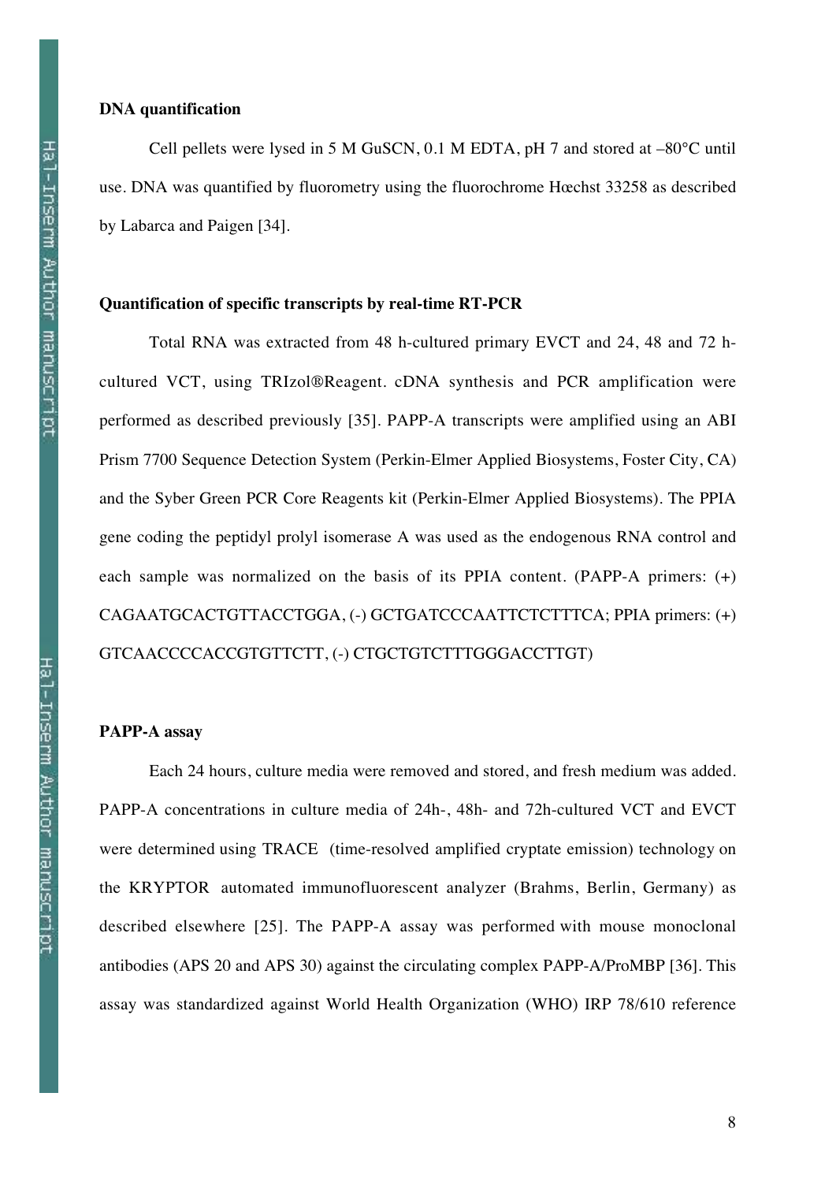**DNA quantification**

Cell pellets were lysed in 5 M GuSCN, 0.1 M EDTA, pH 7 and stored at –80°C until use. DNA was quantified by fluorometry using the fluorochrome Hœchst 33258 as described by Labarca and Paigen [34].

**Quantification of specific transcripts by real-time RT-PCR**

Total RNA was extracted from 48 h-cultured primary EVCT and 24, 48 and 72 h-cultured VCT, using TRIzol®Reagent. cDNA synthesis and PCR amplification were performed as described previously [35]. PAPP-A transcripts were amplified using an ABI Prism 7700 Sequence Detection System (Perkin-Elmer Applied Biosystems, Foster City, CA) and the Syber Green PCR Core Reagents kit (Perkin-Elmer Applied Biosystems). The PPIA gene coding the peptidyl prolyl isomerase A was used as the endogenous RNA control and each sample was normalized on the basis of its PPIA content. (PAPP-A primers: (+) CAGAATGCACTGTTACCTGGA, (-) GCTGATCCCAATTCTCTTTCA; PPIA primers: (+) GTCAACCCCACCGTGTTCTT, (-) CTGCTGTCTTTGGGACCTTGT)

**PAPP-A assay**

Each 24 hours, culture media were removed and stored, and fresh medium was added. PAPP-A concentrations in culture media of 24h-, 48h- and 72h-cultured VCT and EVCT were determined using TRACE (time-resolved amplified cryptate emission) technology on the KRYPTOR automated immunofluorescent analyzer (Brahms, Berlin, Germany) as described elsewhere [25]. The PAPP-A assay was performed with mouse monoclonal antibodies (APS 20 and APS 30) against the circulating complex PAPP-A/ProMBP [36]. This assay was standardized against World Health Organization (WHO) IRP 78/610 reference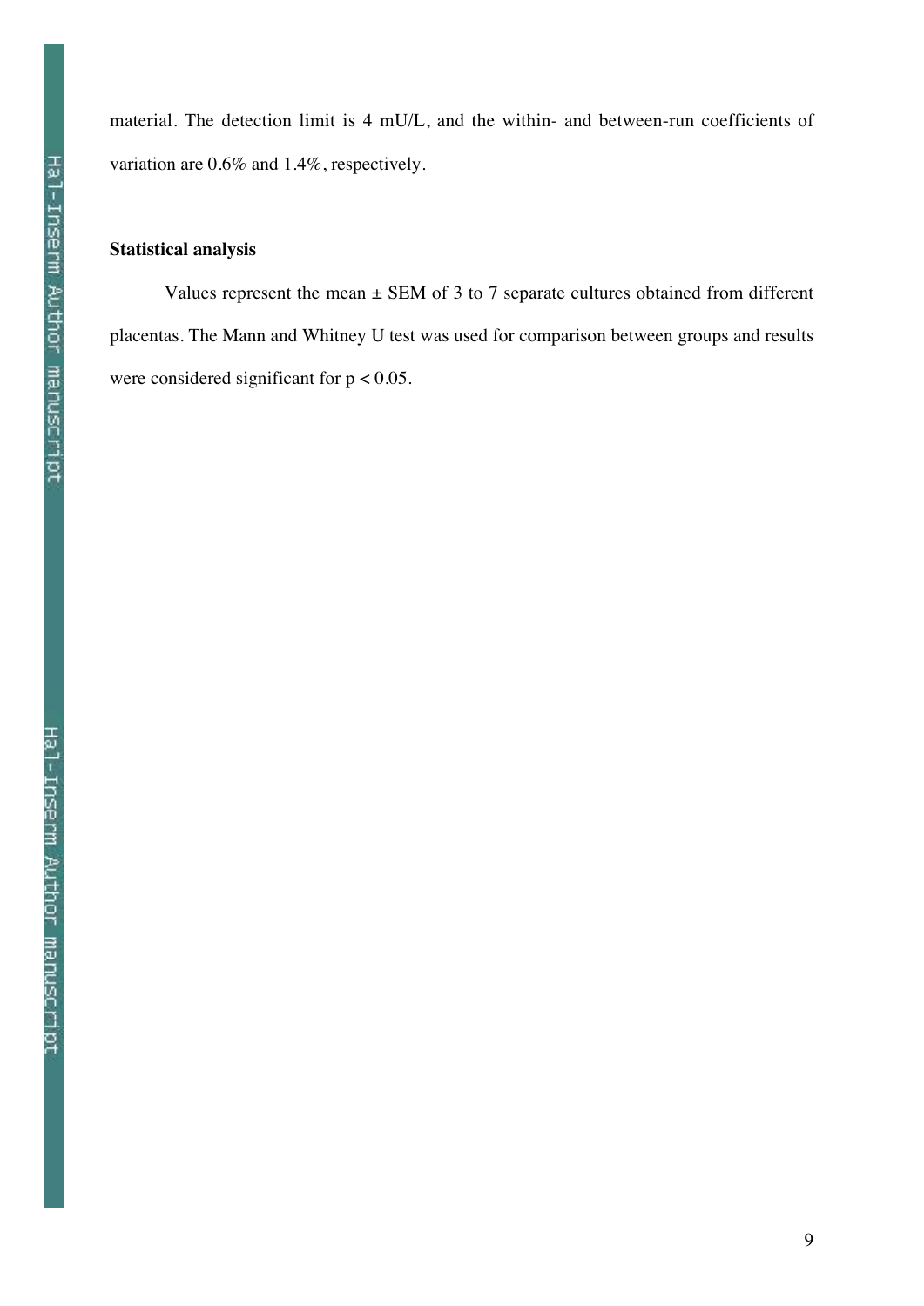material. The detection limit is 4 mU/L, and the within- and between-run coefficients of variation are 0.6% and 1.4%, respectively.

### Statistical analysis

Values represent the mean ± SEM of 3 to 7 separate cultures obtained from different placentas. The Mann and Whitney U test was used for comparison between groups and results were considered significant for $p < 0.05$.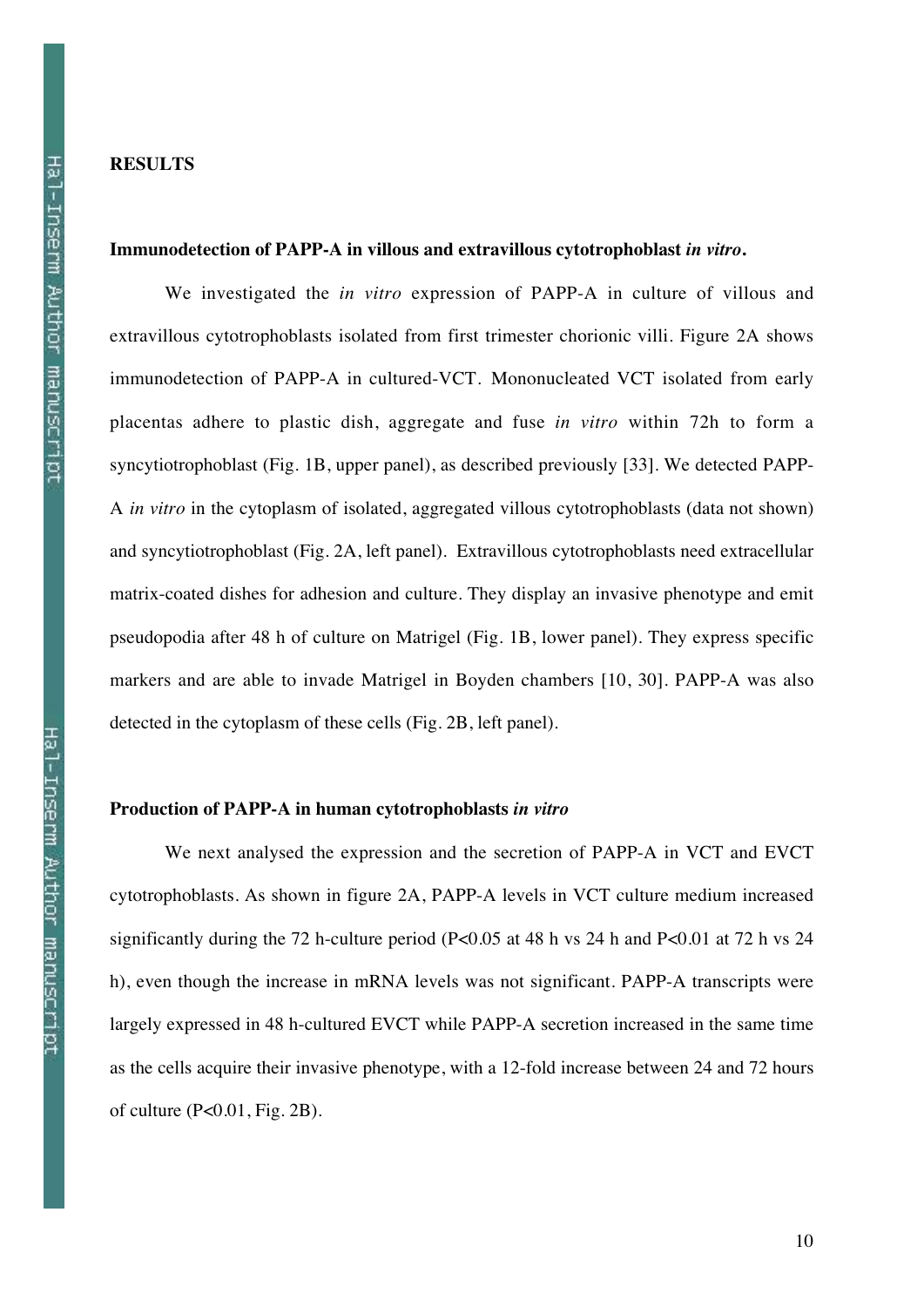## RESULTS

### Immunodetection of PAPP-A in villous and extravillous cytotrophoblast *in vitro*.

We investigated the *in vitro* expression of PAPP-A in culture of villous and extravillous cytotrophoblasts isolated from first trimester chorionic villi. Figure 2A shows immunodetection of PAPP-A in cultured-VCT. Mononucleated VCT isolated from early placentas adhere to plastic dish, aggregate and fuse *in vitro* within 72h to form a syncytiotrophoblast (Fig. 1B, upper panel), as described previously [33]. We detected PAPP-A *in vitro* in the cytoplasm of isolated, aggregated villous cytotrophoblasts (data not shown) and syncytiotrophoblast (Fig. 2A, left panel). Extravillous cytotrophoblasts need extracellular matrix-coated dishes for adhesion and culture. They display an invasive phenotype and emit pseudopodia after 48 h of culture on Matrigel (Fig. 1B, lower panel). They express specific markers and are able to invade Matrigel in Boyden chambers [10, 30]. PAPP-A was also detected in the cytoplasm of these cells (Fig. 2B, left panel).

### Production of PAPP-A in human cytotrophoblasts *in vitro*

We next analysed the expression and the secretion of PAPP-A in VCT and EVCT cytotrophoblasts. As shown in figure 2A, PAPP-A levels in VCT culture medium increased significantly during the 72 h-culture period ($P<0.05$ at 48 h vs 24 h and $P<0.01$ at 72 h vs 24 h), even though the increase in mRNA levels was not significant. PAPP-A transcripts were largely expressed in 48 h-cultured EVCT while PAPP-A secretion increased in the same time as the cells acquire their invasive phenotype, with a 12-fold increase between 24 and 72 hours of culture ($P<0.01$, Fig. 2B).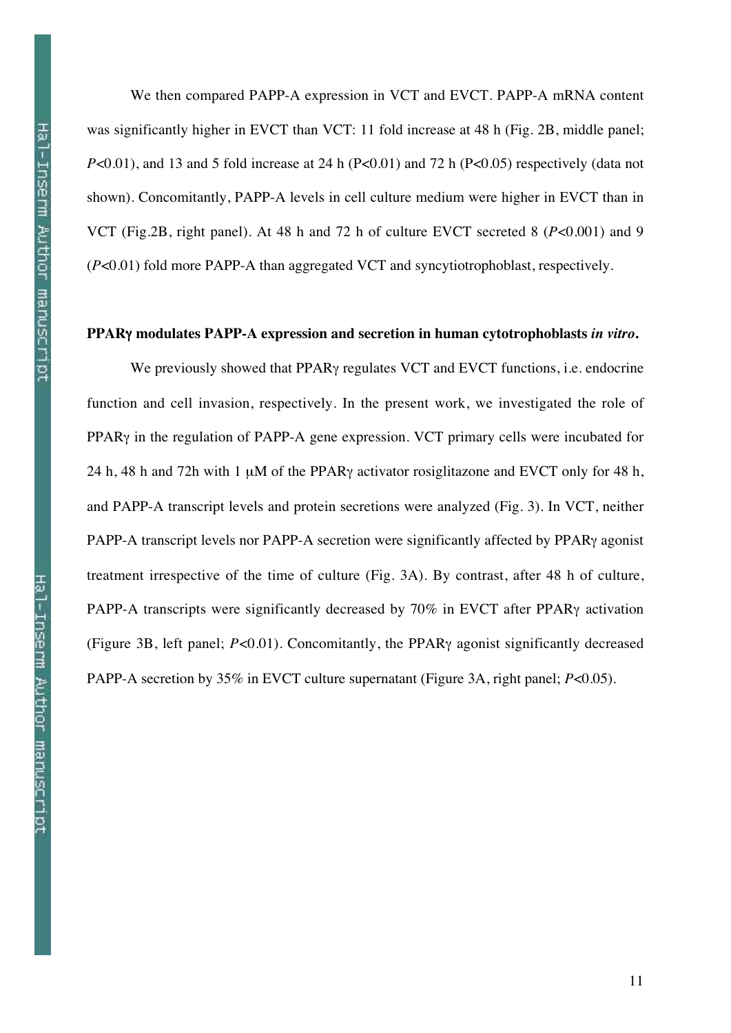We then compared PAPP-A expression in VCT and EVCT. PAPP-A mRNA content was significantly higher in EVCT than VCT: 11 fold increase at 48 h (Fig. 2B, middle panel; $P<0.01$), and 13 and 5 fold increase at 24 h ($P<0.01$) and 72 h ($P<0.05$) respectively (data not shown). Concomitantly, PAPP-A levels in cell culture medium were higher in EVCT than in VCT (Fig.2B, right panel). At 48 h and 72 h of culture EVCT secreted 8 ($P<0.001$) and 9 ($P<0.01$) fold more PAPP-A than aggregated VCT and syncytiotrophoblast, respectively.

**PPARγ modulates PAPP-A expression and secretion in human cytotrophoblasts *in vitro*.**

We previously showed that PPARγ regulates VCT and EVCT functions, i.e. endocrine function and cell invasion, respectively. In the present work, we investigated the role of PPARγ in the regulation of PAPP-A gene expression. VCT primary cells were incubated for 24 h, 48 h and 72h with 1 μM of the PPARγ activator rosiglitazone and EVCT only for 48 h, and PAPP-A transcript levels and protein secretions were analyzed (Fig. 3). In VCT, neither PAPP-A transcript levels nor PAPP-A secretion were significantly affected by PPARγ agonist treatment irrespective of the time of culture (Fig. 3A). By contrast, after 48 h of culture, PAPP-A transcripts were significantly decreased by 70% in EVCT after PPARγ activation (Figure 3B, left panel; $P<0.01$). Concomitantly, the PPARγ agonist significantly decreased PAPP-A secretion by 35% in EVCT culture supernatant (Figure 3A, right panel; $P<0.05$).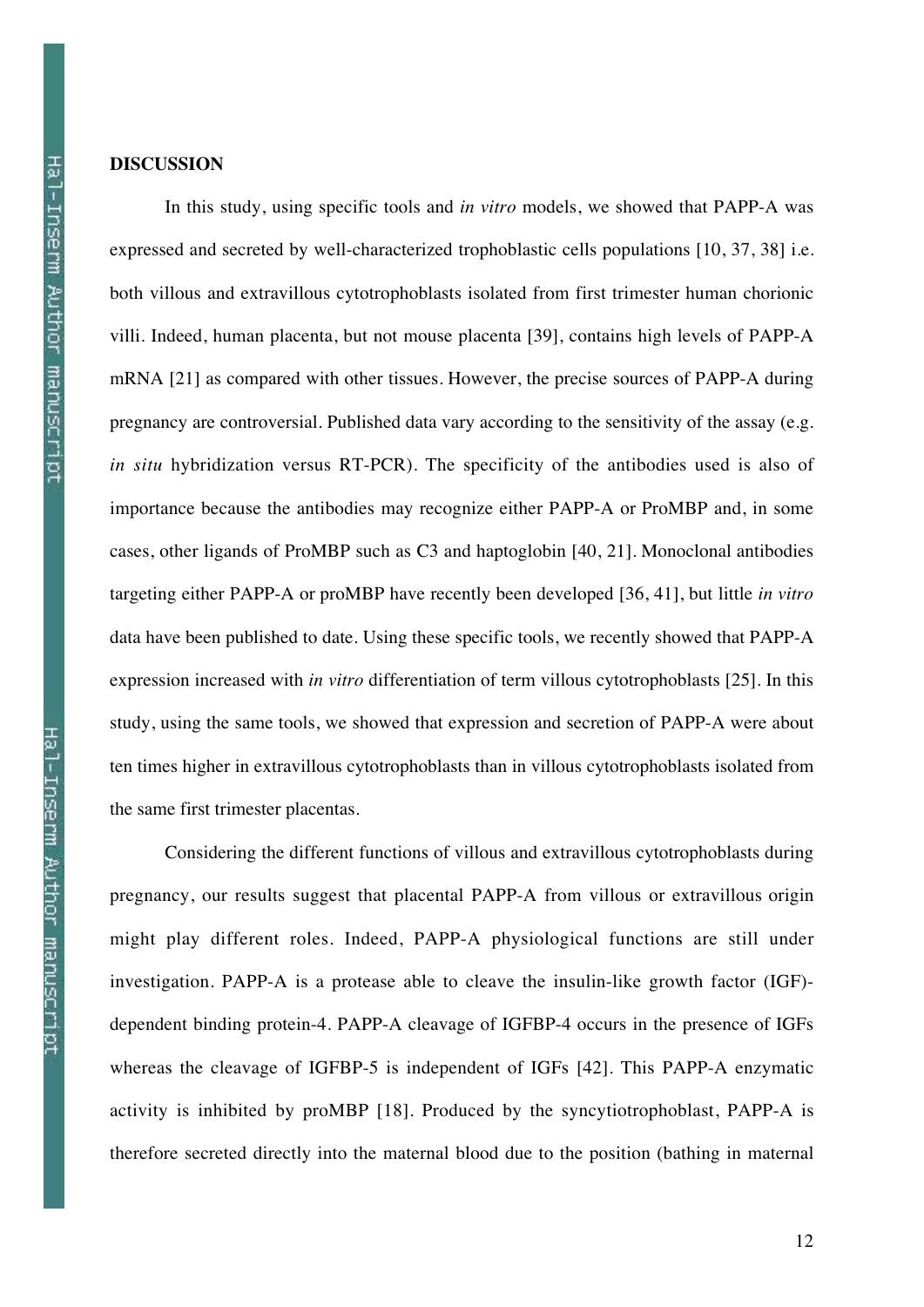## DISCUSSION

In this study, using specific tools and *in vitro* models, we showed that PAPP-A was expressed and secreted by well-characterized trophoblastic cells populations [10, 37, 38] i.e. both villous and extravillous cytotrophoblasts isolated from first trimester human chorionic villi. Indeed, human placenta, but not mouse placenta [39], contains high levels of PAPP-A mRNA [21] as compared with other tissues. However, the precise sources of PAPP-A during pregnancy are controversial. Published data vary according to the sensitivity of the assay (e.g. *in situ* hybridization versus RT-PCR). The specificity of the antibodies used is also of importance because the antibodies may recognize either PAPP-A or ProMBP and, in some cases, other ligands of ProMBP such as C3 and haptoglobin [40, 21]. Monoclonal antibodies targeting either PAPP-A or proMBP have recently been developed [36, 41], but little *in vitro* data have been published to date. Using these specific tools, we recently showed that PAPP-A expression increased with *in vitro* differentiation of term villous cytotrophoblasts [25]. In this study, using the same tools, we showed that expression and secretion of PAPP-A were about ten times higher in extravillous cytotrophoblasts than in villous cytotrophoblasts isolated from the same first trimester placentas.

Considering the different functions of villous and extravillous cytotrophoblasts during pregnancy, our results suggest that placental PAPP-A from villous or extravillous origin might play different roles. Indeed, PAPP-A physiological functions are still under investigation. PAPP-A is a protease able to cleave the insulin-like growth factor (IGF)-dependent binding protein-4. PAPP-A cleavage of IGFBP-4 occurs in the presence of IGFs whereas the cleavage of IGFBP-5 is independent of IGFs [42]. This PAPP-A enzymatic activity is inhibited by proMBP [18]. Produced by the syncytiotrophoblast, PAPP-A is therefore secreted directly into the maternal blood due to the position (bathing in maternal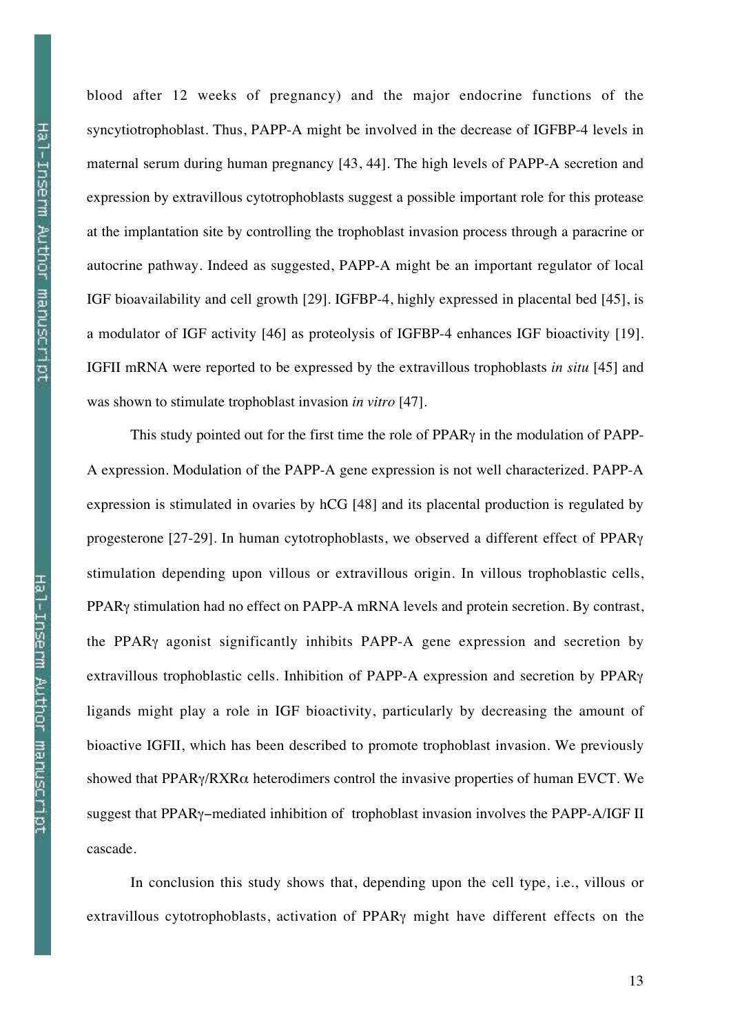blood after 12 weeks of pregnancy) and the major endocrine functions of the syncytiotrophoblast. Thus, PAPP-A might be involved in the decrease of IGFBP-4 levels in maternal serum during human pregnancy [43, 44]. The high levels of PAPP-A secretion and expression by extravillous cytotrophoblasts suggest a possible important role for this protease at the implantation site by controlling the trophoblast invasion process through a paracrine or autocrine pathway. Indeed as suggested, PAPP-A might be an important regulator of local IGF bioavailability and cell growth [29]. IGFBP-4, highly expressed in placental bed [45], is a modulator of IGF activity [46] as proteolysis of IGFBP-4 enhances IGF bioactivity [19]. IGFII mRNA were reported to be expressed by the extravillous trophoblasts *in situ* [45] and was shown to stimulate trophoblast invasion *in vitro* [47].

This study pointed out for the first time the role of PPARγ in the modulation of PAPP-A expression. Modulation of the PAPP-A gene expression is not well characterized. PAPP-A expression is stimulated in ovaries by hCG [48] and its placental production is regulated by progesterone [27-29]. In human cytotrophoblasts, we observed a different effect of PPARγ stimulation depending upon villous or extravillous origin. In villous trophoblastic cells, PPARγ stimulation had no effect on PAPP-A mRNA levels and protein secretion. By contrast, the PPARγ agonist significantly inhibits PAPP-A gene expression and secretion by extravillous trophoblastic cells. Inhibition of PAPP-A expression and secretion by PPARγ ligands might play a role in IGF bioactivity, particularly by decreasing the amount of bioactive IGFII, which has been described to promote trophoblast invasion. We previously showed that PPARγ/RXRα heterodimers control the invasive properties of human EVCT. We suggest that PPARγ–mediated inhibition of trophoblast invasion involves the PAPP-A/IGF II cascade.

In conclusion this study shows that, depending upon the cell type, i.e., villous or extravillous cytotrophoblasts, activation of PPARγ might have different effects on the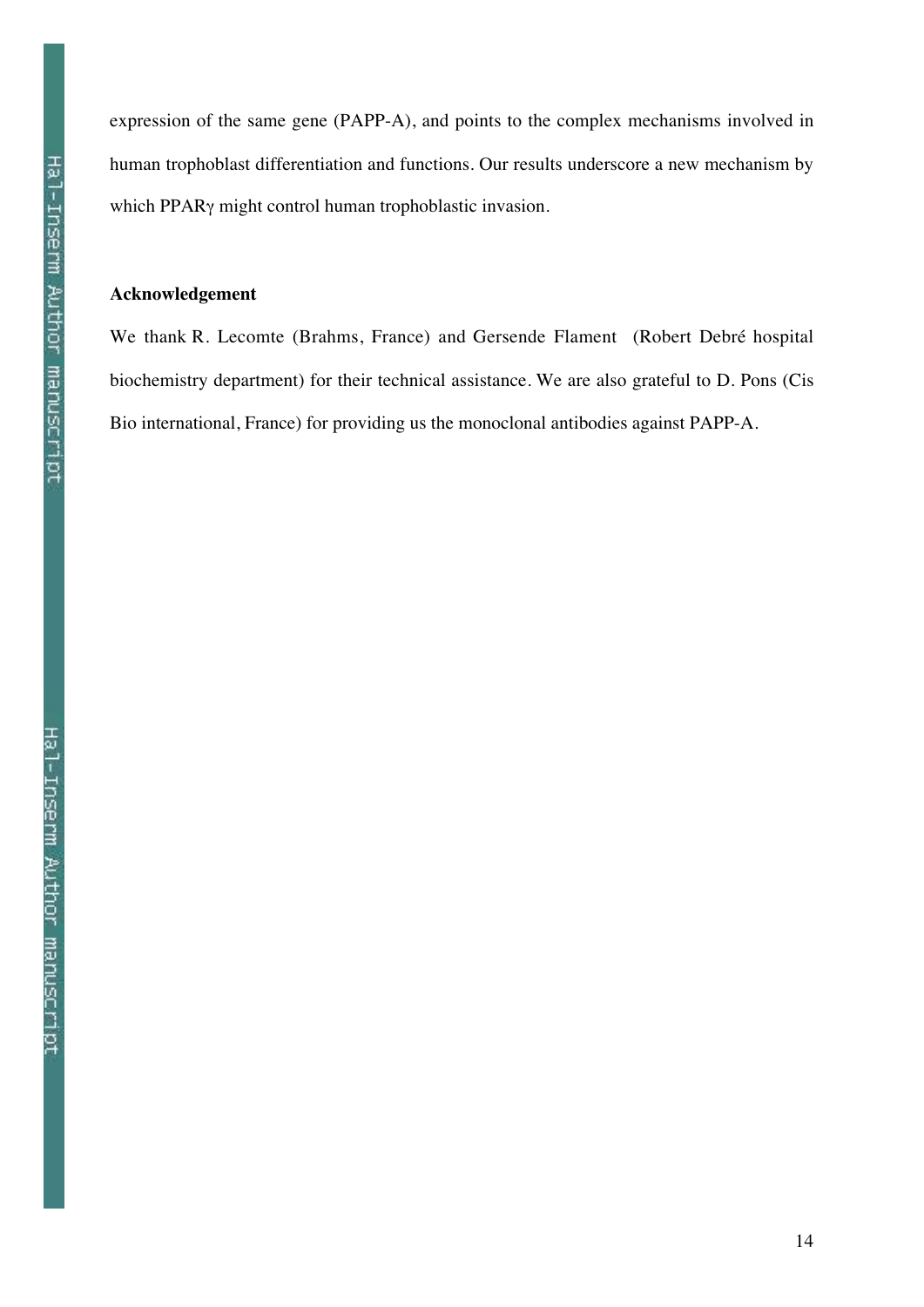expression of the same gene (PAPP-A), and points to the complex mechanisms involved in human trophoblast differentiation and functions. Our results underscore a new mechanism by which PPARγ might control human trophoblastic invasion.

### Acknowledgement

We thank R. Lecomte (Brahms, France) and Gersende Flament (Robert Debré hospital biochemistry department) for their technical assistance. We are also grateful to D. Pons (Cis Bio international, France) for providing us the monoclonal antibodies against PAPP-A.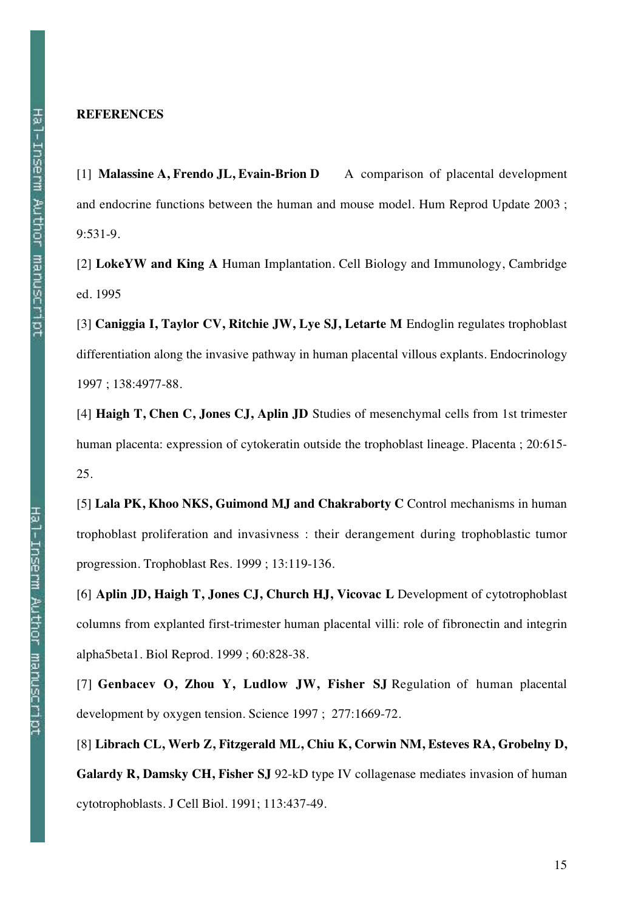**REFERENCES**

[1] **Malassine A, Frendo JL, Evain-Brion D** A comparison of placental development and endocrine functions between the human and mouse model. Hum Reprod Update 2003 ; 9:531-9.

[2] **LokeYW and King A** Human Implantation. Cell Biology and Immunology, Cambridge ed. 1995

[3] **Caniggia I, Taylor CV, Ritchie JW, Lye SJ, Letarte M** Endoglin regulates trophoblast differentiation along the invasive pathway in human placental villous explants. Endocrinology 1997 ; 138:4977-88.

[4] **Haigh T, Chen C, Jones CJ, Aplin JD** Studies of mesenchymal cells from 1st trimester human placenta: expression of cytokeratin outside the trophoblast lineage. Placenta ; 20:615-25.

[5] **Lala PK, Khoo NKS, Guimond MJ and Chakraborty C** Control mechanisms in human trophoblast proliferation and invasivness : their derangement during trophoblastic tumor progression. Trophoblast Res. 1999 ; 13:119-136.

[6] **Aplin JD, Haigh T, Jones CJ, Church HJ, Vicovac L** Development of cytotrophoblast columns from explanted first-trimester human placental villi: role of fibronectin and integrin alpha5beta1. Biol Reprod. 1999 ; 60:828-38.

[7] **Genbacev O, Zhou Y, Ludlow JW, Fisher SJ** Regulation of human placental development by oxygen tension. Science 1997 ; 277:1669-72.

[8] **Librach CL, Werb Z, Fitzgerald ML, Chiu K, Corwin NM, Esteves RA, Grobelny D, Galardy R, Damsky CH, Fisher SJ** 92-kD type IV collagenase mediates invasion of human cytotrophoblasts. J Cell Biol. 1991; 113:437-49.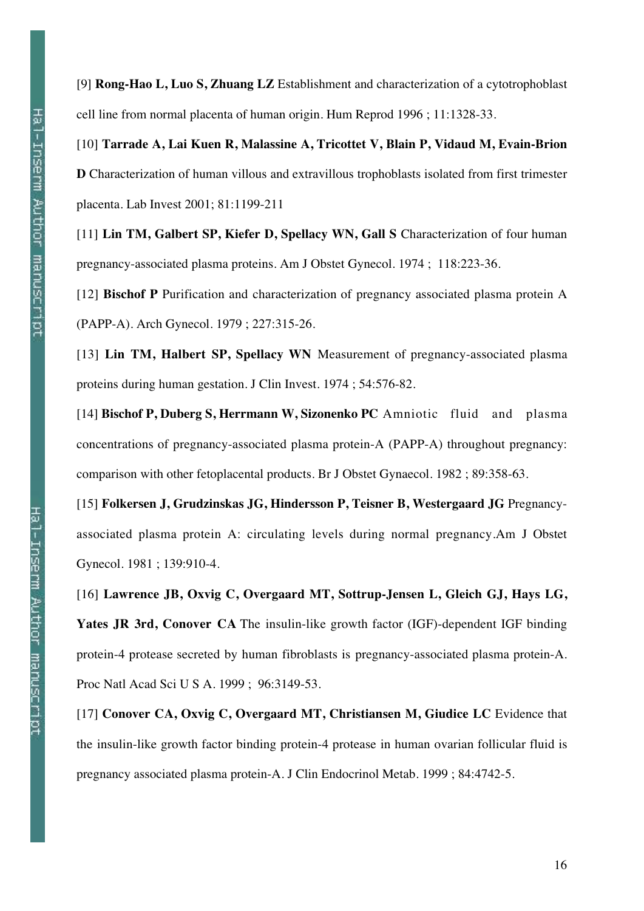[9] **Rong-Hao L, Luo S, Zhuang LZ** Establishment and characterization of a cytotrophoblast cell line from normal placenta of human origin. Hum Reprod 1996 ; 11:1328-33.

[10] **Tarrade A, Lai Kuen R, Malassine A, Tricottet V, Blain P, Vidaud M, Evain-Brion D** Characterization of human villous and extravillous trophoblasts isolated from first trimester placenta. Lab Invest 2001; 81:1199-211

[11] **Lin TM, Galbert SP, Kiefer D, Spellacy WN, Gall S** Characterization of four human pregnancy-associated plasma proteins. Am J Obstet Gynecol. 1974 ; 118:223-36.

[12] **Bischof P** Purification and characterization of pregnancy associated plasma protein A (PAPP-A). Arch Gynecol. 1979 ; 227:315-26.

[13] **Lin TM, Halbert SP, Spellacy WN** Measurement of pregnancy-associated plasma proteins during human gestation. J Clin Invest. 1974 ; 54:576-82.

[14] **Bischof P, Duberg S, Herrmann W, Sizonenko PC** Amniotic fluid and plasma concentrations of pregnancy-associated plasma protein-A (PAPP-A) throughout pregnancy: comparison with other fetoplacental products. Br J Obstet Gynaecol. 1982 ; 89:358-63.

[15] **Folkersen J, Grudzinskas JG, Hindersson P, Teisner B, Westergaard JG** Pregnancy-associated plasma protein A: circulating levels during normal pregnancy.Am J Obstet Gynecol. 1981 ; 139:910-4.

[16] **Lawrence JB, Oxvig C, Overgaard MT, Sottrup-Jensen L, Gleich GJ, Hays LG, Yates JR 3rd, Conover CA** The insulin-like growth factor (IGF)-dependent IGF binding protein-4 protease secreted by human fibroblasts is pregnancy-associated plasma protein-A. Proc Natl Acad Sci U S A. 1999 ; 96:3149-53.

[17] **Conover CA, Oxvig C, Overgaard MT, Christiansen M, Giudice LC** Evidence that the insulin-like growth factor binding protein-4 protease in human ovarian follicular fluid is pregnancy associated plasma protein-A. J Clin Endocrinol Metab. 1999 ; 84:4742-5.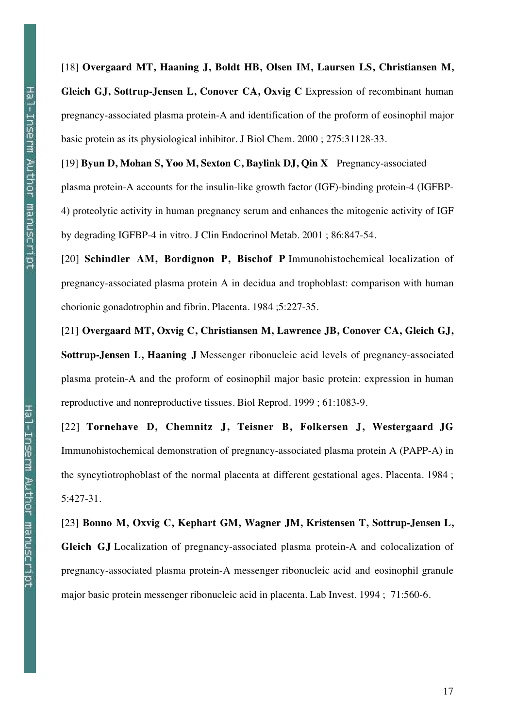[18] **Overgaard MT, Haaning J, Boldt HB, Olsen IM, Laursen LS, Christiansen M, Gleich GJ, Sottrup-Jensen L, Conover CA, Oxvig C** Expression of recombinant human pregnancy-associated plasma protein-A and identification of the proform of eosinophil major basic protein as its physiological inhibitor. J Biol Chem. 2000 ; 275:31128-33.

[19] **Byun D, Mohan S, Yoo M, Sexton C, Baylink DJ, Qin X** Pregnancy-associated plasma protein-A accounts for the insulin-like growth factor (IGF)-binding protein-4 (IGFBP-4) proteolytic activity in human pregnancy serum and enhances the mitogenic activity of IGF by degrading IGFBP-4 in vitro. J Clin Endocrinol Metab. 2001 ; 86:847-54.

[20] **Schindler AM, Bordignon P, Bischof P** Immunohistochemical localization of pregnancy-associated plasma protein A in decidua and trophoblast: comparison with human chorionic gonadotrophin and fibrin. Placenta. 1984 ;5:227-35.

[21] **Overgaard MT, Oxvig C, Christiansen M, Lawrence JB, Conover CA, Gleich GJ, Sottrup-Jensen L, Haaning J** Messenger ribonucleic acid levels of pregnancy-associated plasma protein-A and the proform of eosinophil major basic protein: expression in human reproductive and nonreproductive tissues. Biol Reprod. 1999 ; 61:1083-9.

[22] **Tornehave D, Chemnitz J, Teisner B, Folkersen J, Westergaard JG** Immunohistochemical demonstration of pregnancy-associated plasma protein A (PAPP-A) in the syncytiotrophoblast of the normal placenta at different gestational ages. Placenta. 1984 ; 5:427-31.

[23] **Bonno M, Oxvig C, Kephart GM, Wagner JM, Kristensen T, Sottrup-Jensen L, Gleich GJ** Localization of pregnancy-associated plasma protein-A and colocalization of pregnancy-associated plasma protein-A messenger ribonucleic acid and eosinophil granule major basic protein messenger ribonucleic acid in placenta. Lab Invest. 1994 ; 71:560-6.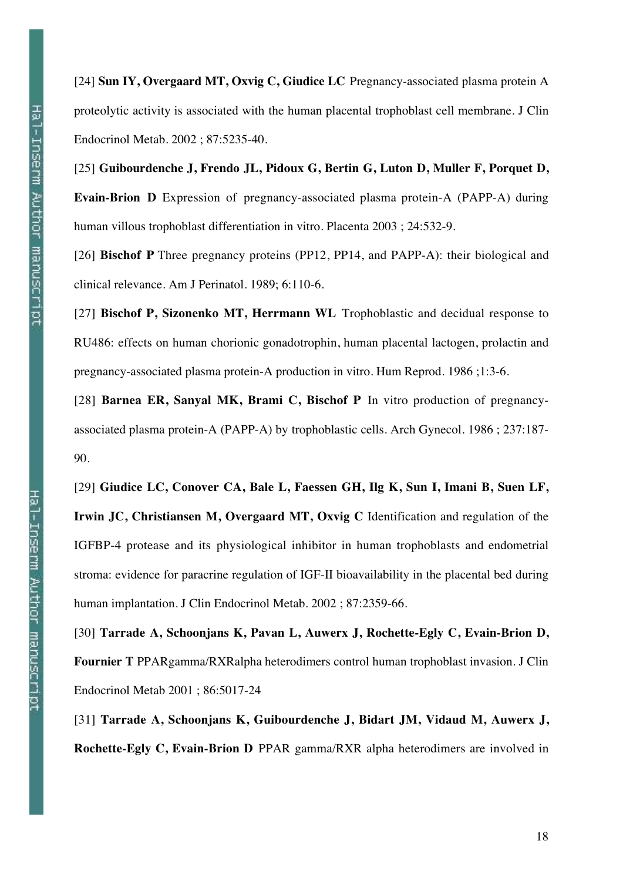[24] **Sun IY, Overgaard MT, Oxvig C, Giudice LC** Pregnancy-associated plasma protein A proteolytic activity is associated with the human placental trophoblast cell membrane. J Clin Endocrinol Metab. 2002 ; 87:5235-40.

[25] **Guibourdenche J, Frendo JL, Pidoux G, Bertin G, Luton D, Muller F, Porquet D, Evain-Brion D** Expression of pregnancy-associated plasma protein-A (PAPP-A) during human villous trophoblast differentiation in vitro. Placenta 2003 ; 24:532-9.

[26] **Bischof P** Three pregnancy proteins (PP12, PP14, and PAPP-A): their biological and clinical relevance. Am J Perinatol. 1989; 6:110-6.

[27] **Bischof P, Sizonenko MT, Herrmann WL** Trophoblastic and decidual response to RU486: effects on human chorionic gonadotrophin, human placental lactogen, prolactin and pregnancy-associated plasma protein-A production in vitro. Hum Reprod. 1986 ;1:3-6.

[28] **Barnea ER, Sanyal MK, Brami C, Bischof P** In vitro production of pregnancy-associated plasma protein-A (PAPP-A) by trophoblastic cells. Arch Gynecol. 1986 ; 237:187-90.

[29] **Giudice LC, Conover CA, Bale L, Faessen GH, Ilg K, Sun I, Imani B, Suen LF, Irwin JC, Christiansen M, Overgaard MT, Oxvig C** Identification and regulation of the IGFBP-4 protease and its physiological inhibitor in human trophoblasts and endometrial stroma: evidence for paracrine regulation of IGF-II bioavailability in the placental bed during human implantation. J Clin Endocrinol Metab. 2002 ; 87:2359-66.

[30] **Tarrade A, Schoonjans K, Pavan L, Auwerx J, Rochette-Egly C, Evain-Brion D, Fournier T** PPARgamma/RXRalpha heterodimers control human trophoblast invasion. J Clin Endocrinol Metab 2001 ; 86:5017-24

[31] **Tarrade A, Schoonjans K, Guibourdenche J, Bidart JM, Vidaud M, Auwerx J, Rochette-Egly C, Evain-Brion D** PPAR gamma/RXR alpha heterodimers are involved in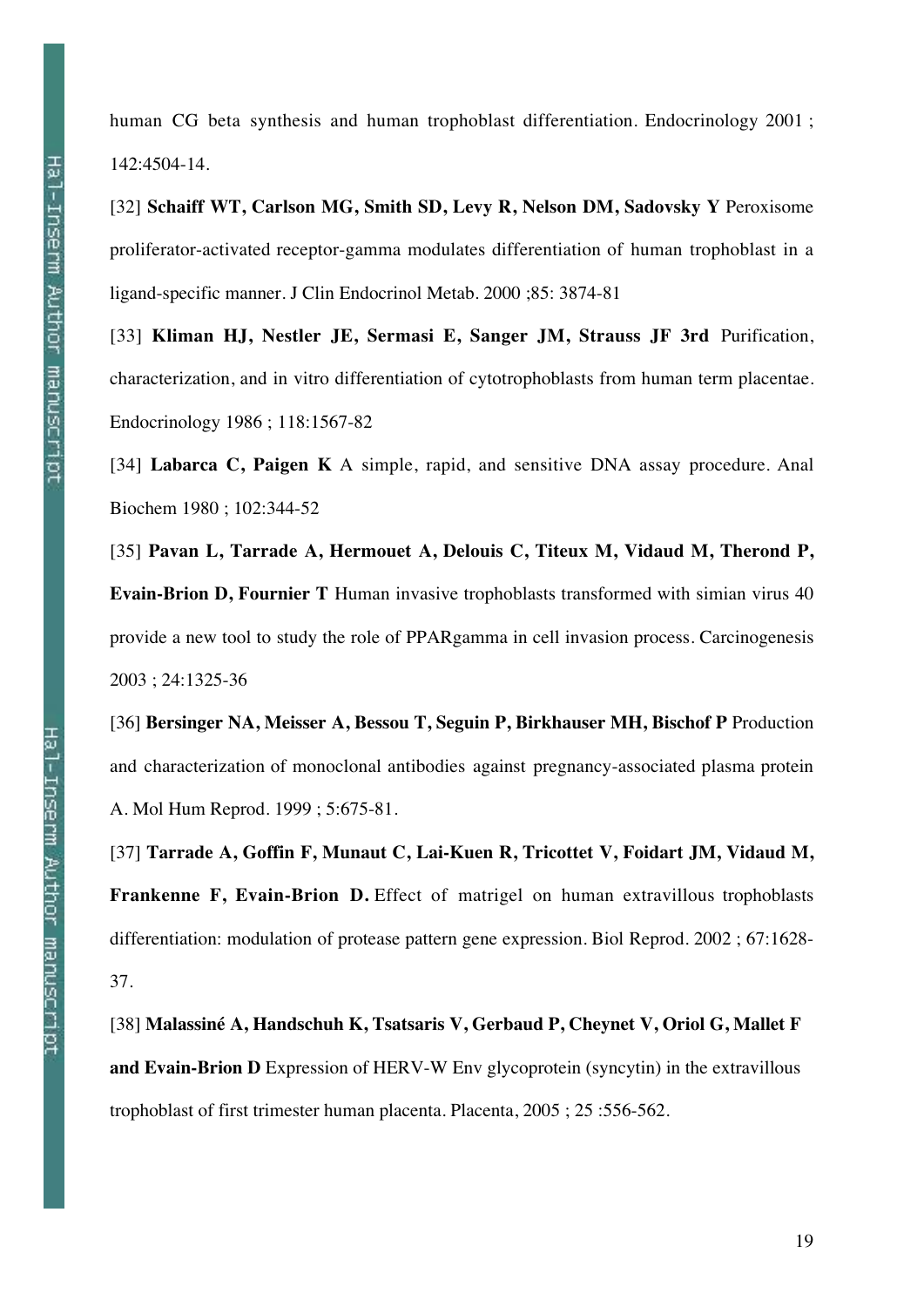human CG beta synthesis and human trophoblast differentiation. Endocrinology 2001 ; 142:4504-14.

[32] **Schaiff WT, Carlson MG, Smith SD, Levy R, Nelson DM, Sadovsky Y** Peroxisome proliferator-activated receptor-gamma modulates differentiation of human trophoblast in a ligand-specific manner. J Clin Endocrinol Metab. 2000 ;85: 3874-81

[33] **Kliman HJ, Nestler JE, Sermasi E, Sanger JM, Strauss JF 3rd** Purification, characterization, and in vitro differentiation of cytotrophoblasts from human term placentae. Endocrinology 1986 ; 118:1567-82

[34] **Labarca C, Paigen K** A simple, rapid, and sensitive DNA assay procedure. Anal Biochem 1980 ; 102:344-52

[35] **Pavan L, Tarrade A, Hermouet A, Delouis C, Titeux M, Vidaud M, Therond P, Evain-Brion D, Fournier T** Human invasive trophoblasts transformed with simian virus 40 provide a new tool to study the role of PPARgamma in cell invasion process. Carcinogenesis 2003 ; 24:1325-36

[36] **Bersinger NA, Meisser A, Bessou T, Seguin P, Birkhauser MH, Bischof P** Production and characterization of monoclonal antibodies against pregnancy-associated plasma protein A. Mol Hum Reprod. 1999 ; 5:675-81.

[37] **Tarrade A, Goffin F, Munaut C, Lai-Kuen R, Tricottet V, Foidart JM, Vidaud M, Frankenne F, Evain-Brion D.** Effect of matrigel on human extravillous trophoblasts differentiation: modulation of protease pattern gene expression. Biol Reprod. 2002 ; 67:1628-37.

[38] **Malassiné A, Handschuh K, Tsatsaris V, Gerbaud P, Cheynet V, Oriol G, Mallet F and Evain-Brion D** Expression of HERV-W Env glycoprotein (syncytin) in the extravillous trophoblast of first trimester human placenta. Placenta, 2005 ; 25 :556-562.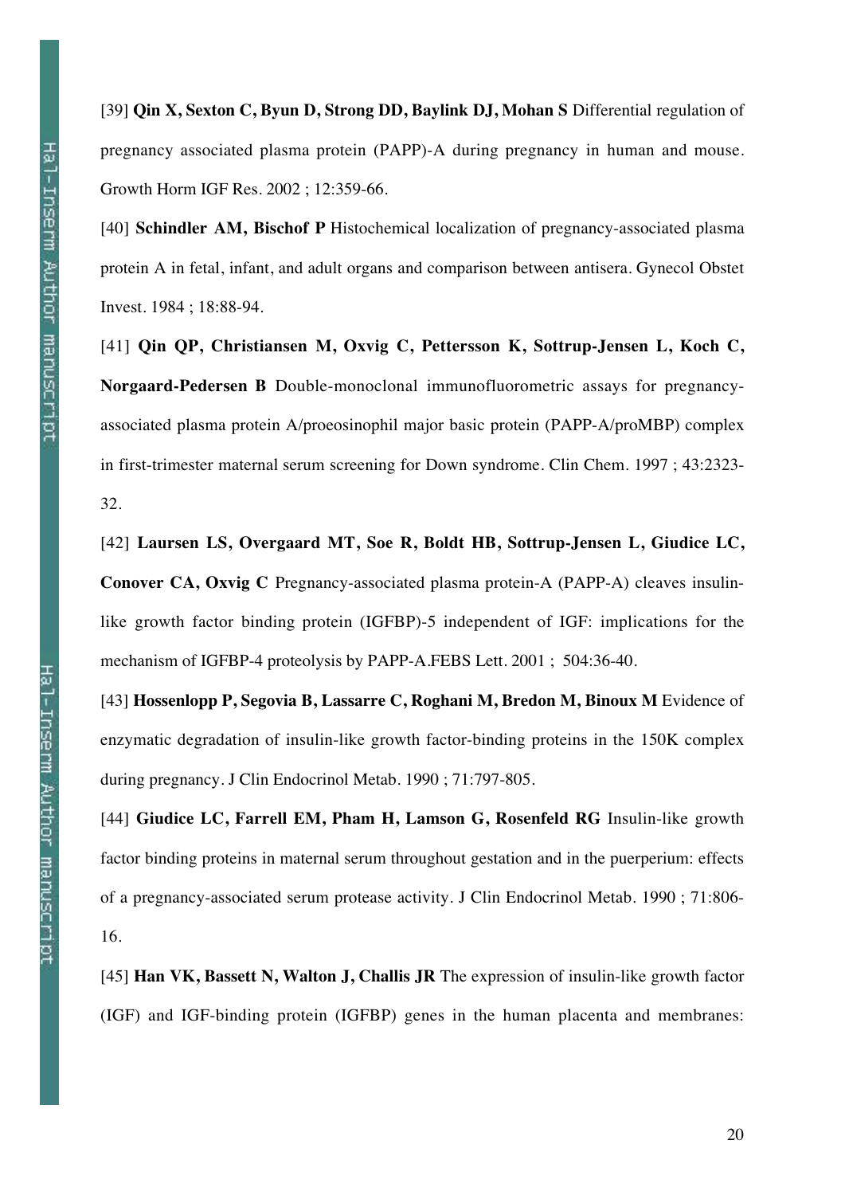[39] **Qin X, Sexton C, Byun D, Strong DD, Baylink DJ, Mohan S** Differential regulation of pregnancy associated plasma protein (PAPP)-A during pregnancy in human and mouse. Growth Horm IGF Res. 2002 ; 12:359-66.

[40] **Schindler AM, Bischof P** Histochemical localization of pregnancy-associated plasma protein A in fetal, infant, and adult organs and comparison between antisera. Gynecol Obstet Invest. 1984 ; 18:88-94.

[41] **Qin QP, Christiansen M, Oxvig C, Pettersson K, Sottrup-Jensen L, Koch C, Norgaard-Pedersen B** Double-monoclonal immunofluorometric assays for pregnancy-associated plasma protein A/proeosinophil major basic protein (PAPP-A/proMBP) complex in first-trimester maternal serum screening for Down syndrome. Clin Chem. 1997 ; 43:2323-32.

[42] **Laursen LS, Overgaard MT, Soe R, Boldt HB, Sottrup-Jensen L, Giudice LC, Conover CA, Oxvig C** Pregnancy-associated plasma protein-A (PAPP-A) cleaves insulin-like growth factor binding protein (IGFBP)-5 independent of IGF: implications for the mechanism of IGFBP-4 proteolysis by PAPP-A.FEBS Lett. 2001 ; 504:36-40.

[43] **Hossenlopp P, Segovia B, Lassarre C, Roghani M, Bredon M, Binoux M** Evidence of enzymatic degradation of insulin-like growth factor-binding proteins in the 150K complex during pregnancy. J Clin Endocrinol Metab. 1990 ; 71:797-805.

[44] **Giudice LC, Farrell EM, Pham H, Lamson G, Rosenfeld RG** Insulin-like growth factor binding proteins in maternal serum throughout gestation and in the puerperium: effects of a pregnancy-associated serum protease activity. J Clin Endocrinol Metab. 1990 ; 71:806-16.

[45] **Han VK, Bassett N, Walton J, Challis JR** The expression of insulin-like growth factor (IGF) and IGF-binding protein (IGFBP) genes in the human placenta and membranes: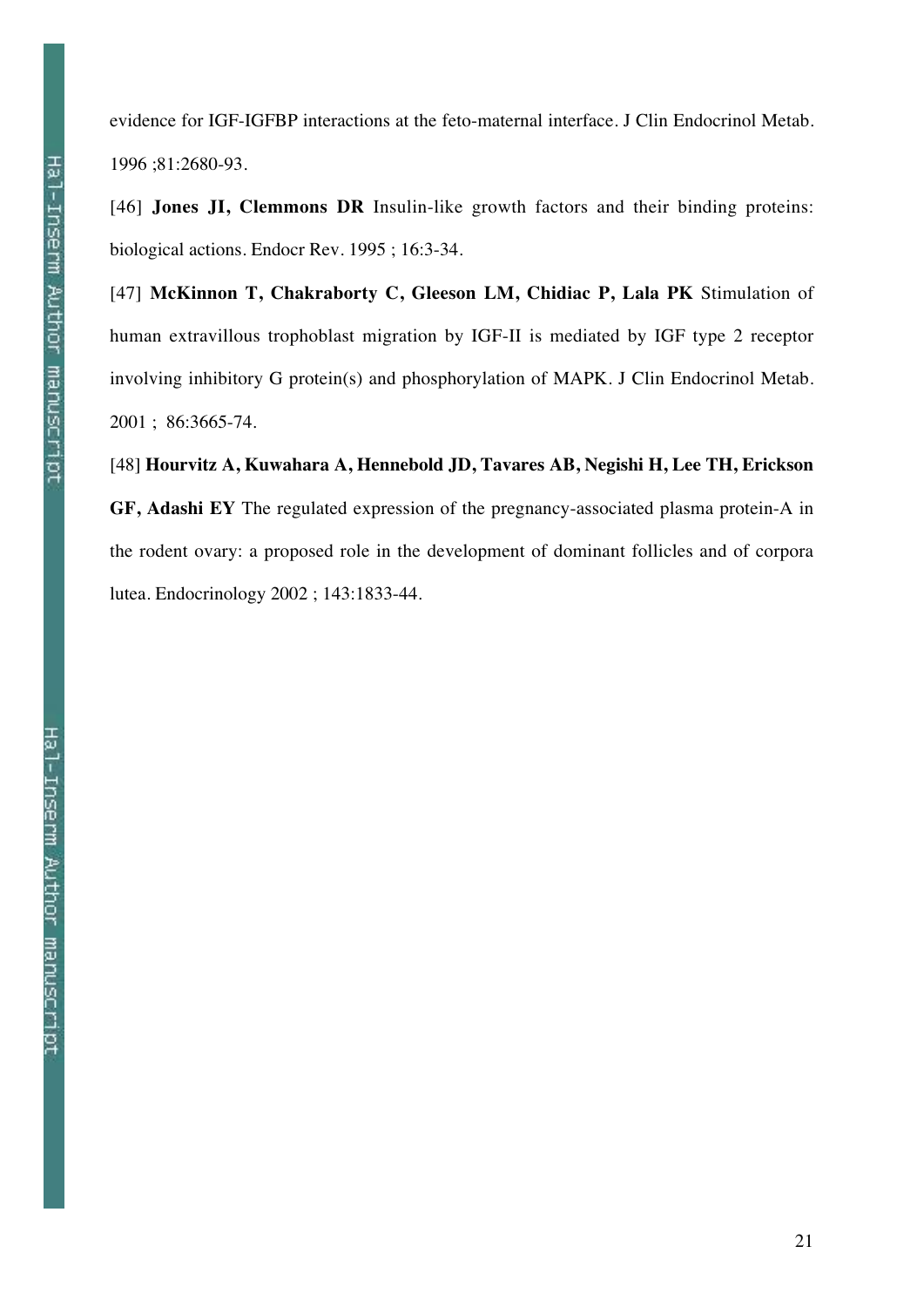evidence for IGF-IGFBP interactions at the feto-maternal interface. J Clin Endocrinol Metab. 1996 ;81:2680-93.

[46] **Jones JI, Clemmons DR** Insulin-like growth factors and their binding proteins: biological actions. Endocr Rev. 1995 ; 16:3-34.

[47] **McKinnon T, Chakraborty C, Gleeson LM, Chidiac P, Lala PK** Stimulation of human extravillous trophoblast migration by IGF-II is mediated by IGF type 2 receptor involving inhibitory G protein(s) and phosphorylation of MAPK. J Clin Endocrinol Metab. 2001 ; 86:3665-74.

[48] **Hourvitz A, Kuwahara A, Hennebold JD, Tavares AB, Negishi H, Lee TH, Erickson GF, Adashi EY** The regulated expression of the pregnancy-associated plasma protein-A in the rodent ovary: a proposed role in the development of dominant follicles and of corpora lutea. Endocrinology 2002 ; 143:1833-44.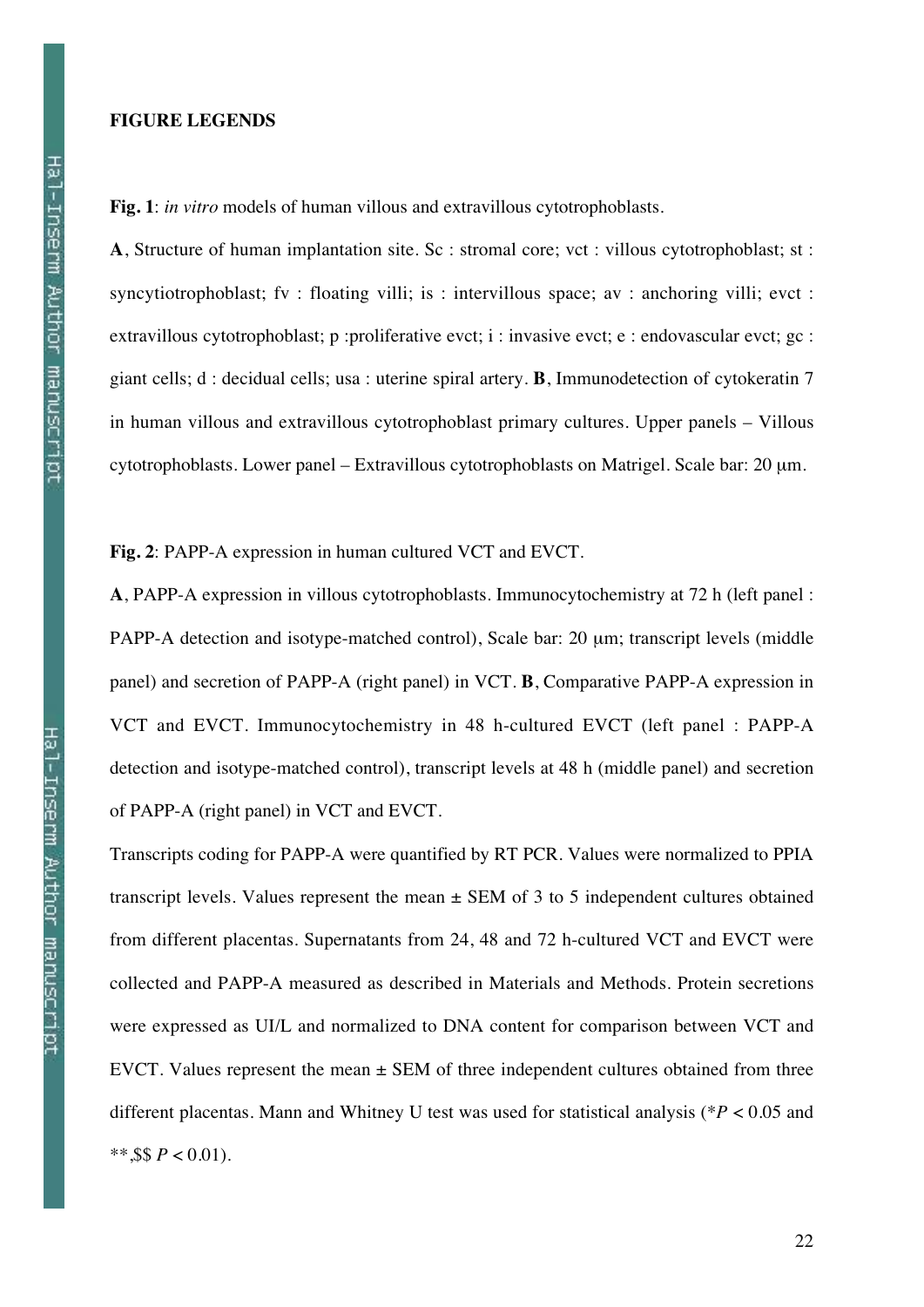**FIGURE LEGENDS**

**Fig. 1**: *in vitro* models of human villous and extravillous cytotrophoblasts.

**A**, Structure of human implantation site. Sc : stromal core; vct : villous cytotrophoblast; st : syncytiotrophoblast; fv : floating villi; is : intervillous space; av : anchoring villi; evct : extravillous cytotrophoblast; p :proliferative evct; i : invasive evct; e : endovascular evct; gc : giant cells; d : decidual cells; usa : uterine spiral artery. **B**, Immunodetection of cytokeratin 7 in human villous and extravillous cytotrophoblast primary cultures. Upper panels – Villous cytotrophoblasts. Lower panel – Extravillous cytotrophoblasts on Matrigel. Scale bar: 20 μm.

**Fig. 2**: PAPP-A expression in human cultured VCT and EVCT.

**A**, PAPP-A expression in villous cytotrophoblasts. Immunocytochemistry at 72 h (left panel : PAPP-A detection and isotype-matched control), Scale bar: 20 μm; transcript levels (middle panel) and secretion of PAPP-A (right panel) in VCT. **B**, Comparative PAPP-A expression in VCT and EVCT. Immunocytochemistry in 48 h-cultured EVCT (left panel : PAPP-A detection and isotype-matched control), transcript levels at 48 h (middle panel) and secretion of PAPP-A (right panel) in VCT and EVCT.

Transcripts coding for PAPP-A were quantified by RT PCR. Values were normalized to PPIA transcript levels. Values represent the mean ± SEM of 3 to 5 independent cultures obtained from different placentas. Supernatants from 24, 48 and 72 h-cultured VCT and EVCT were collected and PAPP-A measured as described in Materials and Methods. Protein secretions were expressed as UI/L and normalized to DNA content for comparison between VCT and EVCT. Values represent the mean ± SEM of three independent cultures obtained from three different placentas. Mann and Whitney U test was used for statistical analysis (\*$P < 0.05$ and \*\*,$$ $P < 0.01$).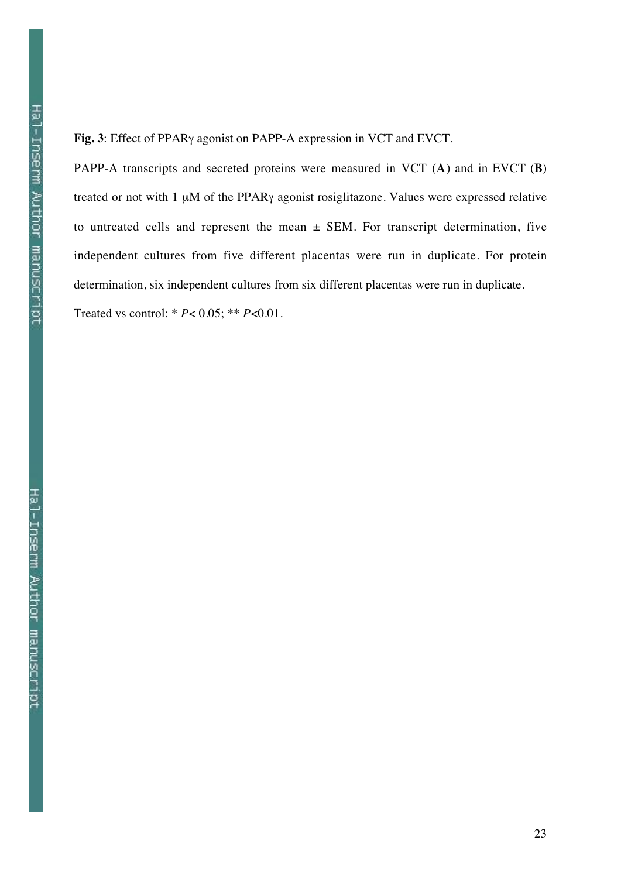**Fig. 3**: Effect of PPARγ agonist on PAPP-A expression in VCT and EVCT.

PAPP-A transcripts and secreted proteins were measured in VCT (**A**) and in EVCT (**B**) treated or not with 1 μM of the PPARγ agonist rosiglitazone. Values were expressed relative to untreated cells and represent the mean ± SEM. For transcript determination, five independent cultures from five different placentas were run in duplicate. For protein determination, six independent cultures from six different placentas were run in duplicate.

Treated vs control: * $P < 0.05$; ** $P < 0.01$.